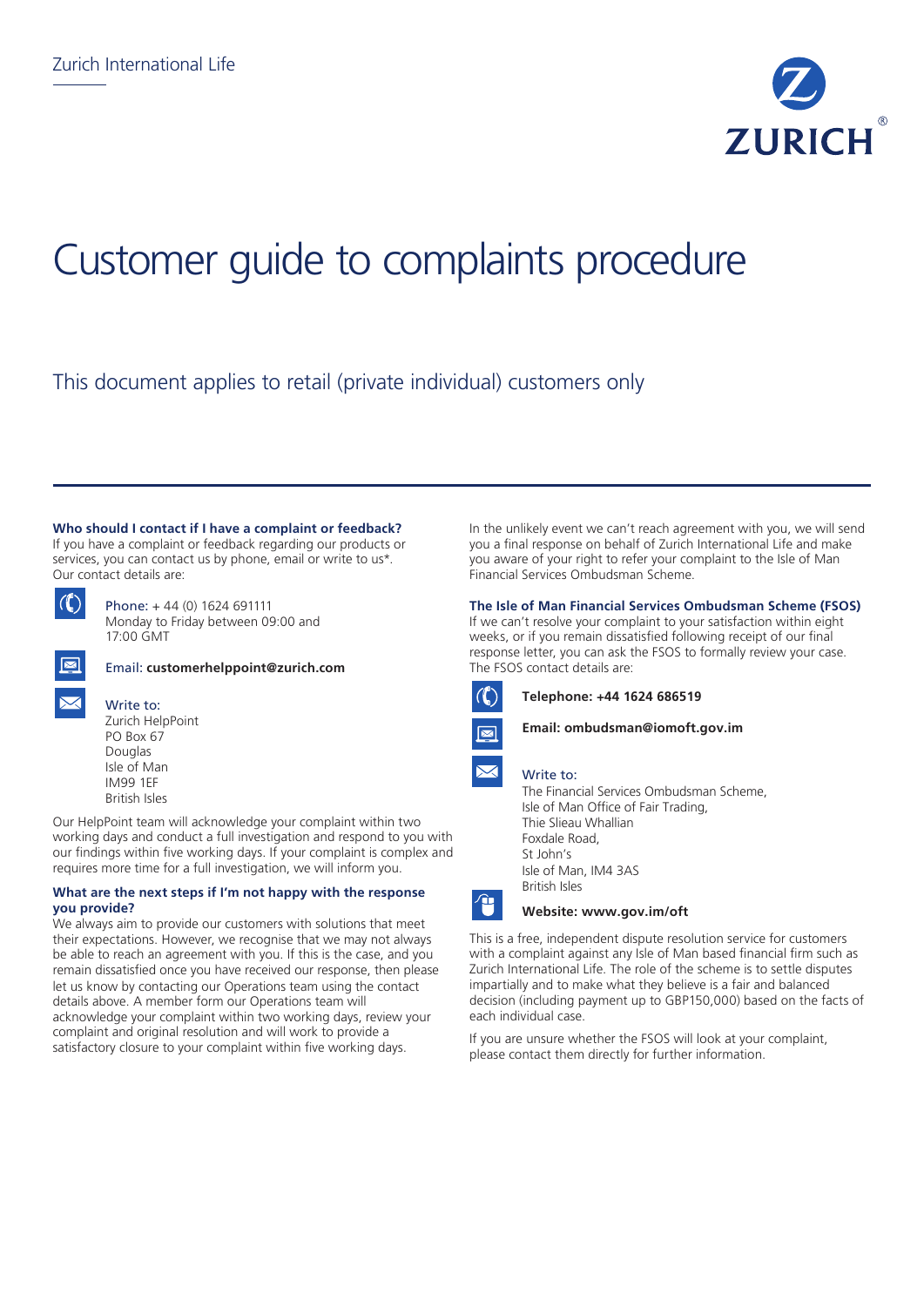Zurich International Life

# Customer guide to complaints procedure

## This document applies to retail (private individual) customers only

### Who should I contact if I have a complaint or feedback?

If you have a complaint or feedback regarding our products or services, you can contact us by phone, email or write to us*. Our contact details are:

Phone: + 44 (0) 1624 691111
Monday to Friday between 09:00 and 17:00 GMT

Email: **customerhelppoint@zurich.com**

Write to:
Zurich HelpPoint
PO Box 67
Douglas
Isle of Man
IM99 1EF
British Isles

Our HelpPoint team will acknowledge your complaint within two working days and conduct a full investigation and respond to you with our findings within five working days. If your complaint is complex and requires more time for a full investigation, we will inform you.

### What are the next steps if I'm not happy with the response you provide?

We always aim to provide our customers with solutions that meet their expectations. However, we recognise that we may not always be able to reach an agreement with you. If this is the case, and you remain dissatisfied once you have received our response, then please let us know by contacting our Operations team using the contact details above. A member form our Operations team will acknowledge your complaint within two working days, review your complaint and original resolution and will work to provide a satisfactory closure to your complaint within five working days.

In the unlikely event we can't reach agreement with you, we will send you a final response on behalf of Zurich International Life and make you aware of your right to refer your complaint to the Isle of Man Financial Services Ombudsman Scheme.

### The Isle of Man Financial Services Ombudsman Scheme (FSOS)

If we can't resolve your complaint to your satisfaction within eight weeks, or if you remain dissatisfied following receipt of our final response letter, you can ask the FSOS to formally review your case. The FSOS contact details are:

**Telephone: +44 1624 686519**

**Email: ombudsman@iomoft.gov.im**

Write to:
The Financial Services Ombudsman Scheme,
Isle of Man Office of Fair Trading,
Thie Slieau Whallian
Foxdale Road,
St John's
Isle of Man, IM4 3AS
British Isles

**Website: www.gov.im/oft**

This is a free, independent dispute resolution service for customers with a complaint against any Isle of Man based financial firm such as Zurich International Life. The role of the scheme is to settle disputes impartially and to make what they believe is a fair and balanced decision (including payment up to GBP150,000) based on the facts of each individual case.

If you are unsure whether the FSOS will look at your complaint, please contact them directly for further information.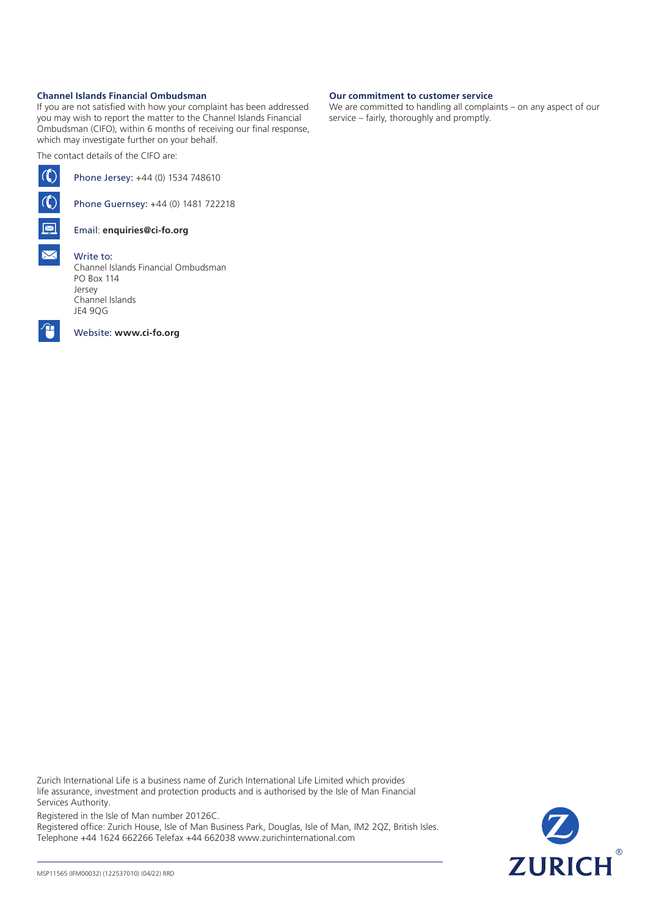### Channel Islands Financial Ombudsman

If you are not satisfied with how your complaint has been addressed you may wish to report the matter to the Channel Islands Financial Ombudsman (CIFO), within 6 months of receiving our final response, which may investigate further on your behalf.

The contact details of the CIFO are:

Phone Jersey: +44 (0) 1534 748610

Phone Guernsey: +44 (0) 1481 722218

Email: **enquiries@ci-fo.org**

Write to:
Channel Islands Financial Ombudsman
PO Box 114
Jersey
Channel Islands
JE4 9QG

Website: **www.ci-fo.org**

### Our commitment to customer service

We are committed to handling all complaints – on any aspect of our service – fairly, thoroughly and promptly.

Zurich International Life is a business name of Zurich International Life Limited which provides life assurance, investment and protection products and is authorised by the Isle of Man Financial Services Authority.

Registered in the Isle of Man number 20126C.
Registered office: Zurich House, Isle of Man Business Park, Douglas, Isle of Man, IM2 2QZ, British Isles.
Telephone +44 1624 662266 Telefax +44 662038 www.zurichinternational.com

MSP11565 (IFM00032) (122537010) (04/22) RRD

ZURICH®